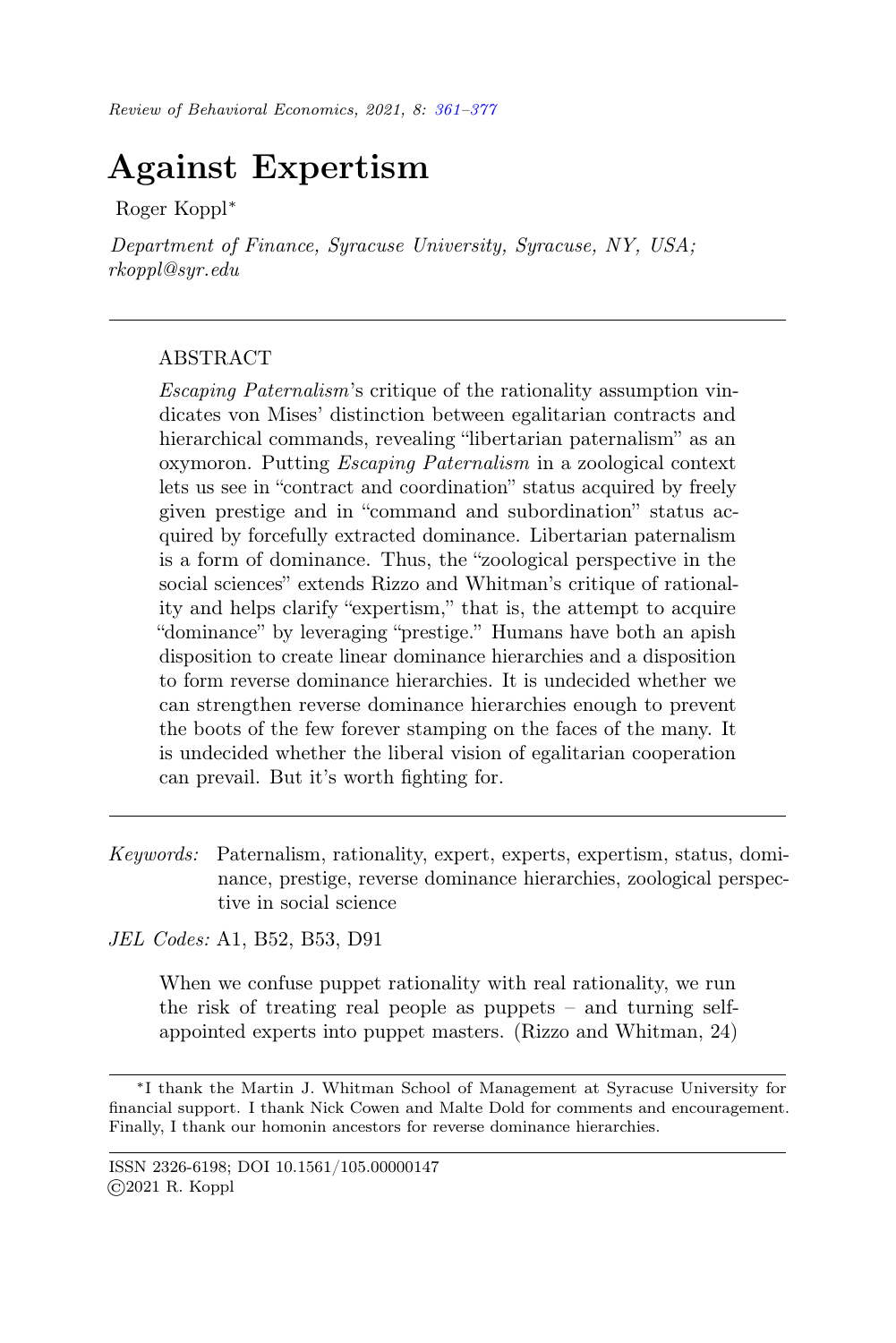# Against Expertism

Roger Koppl*

*Department of Finance, Syracuse University, Syracuse, NY, USA; rkoppl@syr.edu*

---

ABSTRACT

*Escaping Paternalism*'s critique of the rationality assumption vindicates von Mises' distinction between egalitarian contracts and hierarchical commands, revealing "libertarian paternalism" as an oxymoron. Putting *Escaping Paternalism* in a zoological context lets us see in "contract and coordination" status acquired by freely given prestige and in "command and subordination" status acquired by forcefully extracted dominance. Libertarian paternalism is a form of dominance. Thus, the "zoological perspective in the social sciences" extends Rizzo and Whitman's critique of rationality and helps clarify "expertism," that is, the attempt to acquire "dominance" by leveraging "prestige." Humans have both an apish disposition to create linear dominance hierarchies and a disposition to form reverse dominance hierarchies. It is undecided whether we can strengthen reverse dominance hierarchies enough to prevent the boots of the few forever stamping on the faces of the many. It is undecided whether the liberal vision of egalitarian cooperation can prevail. But it's worth fighting for.

---

*Keywords:* Paternalism, rationality, expert, experts, expertism, status, dominance, prestige, reverse dominance hierarchies, zoological perspective in social science

*JEL Codes:* A1, B52, B53, D91

> When we confuse puppet rationality with real rationality, we run the risk of treating real people as puppets – and turning self-appointed experts into puppet masters. (Rizzo and Whitman, 24)

---

*I thank the Martin J. Whitman School of Management at Syracuse University for financial support. I thank Nick Cowen and Malte Dold for comments and encouragement. Finally, I thank our homonin ancestors for reverse dominance hierarchies.

ISSN 2326-6198; DOI 10.1561/105.00000147
©2021 R. Koppl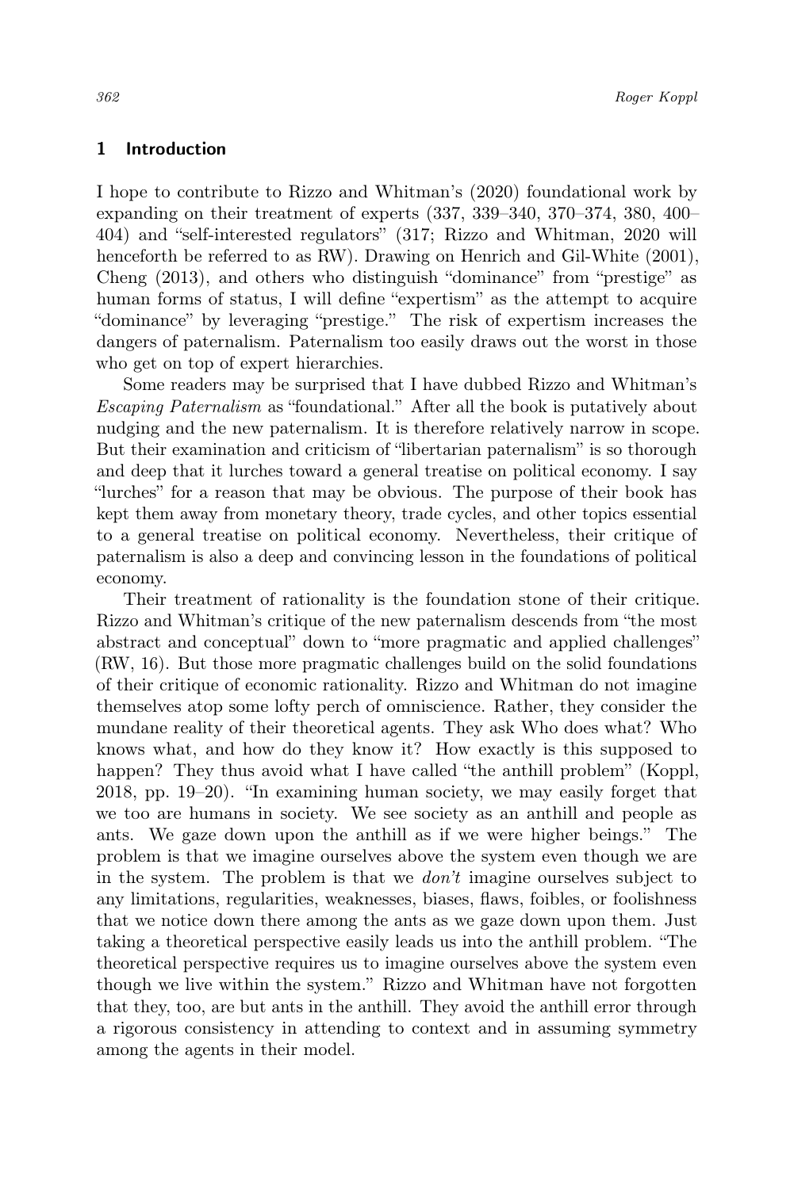## 1 Introduction

I hope to contribute to Rizzo and Whitman's (2020) foundational work by expanding on their treatment of experts (337, 339–340, 370–374, 380, 400–404) and "self-interested regulators" (317; Rizzo and Whitman, 2020 will henceforth be referred to as RW). Drawing on Henrich and Gil-White (2001), Cheng (2013), and others who distinguish "dominance" from "prestige" as human forms of status, I will define "expertism" as the attempt to acquire "dominance" by leveraging "prestige." The risk of expertism increases the dangers of paternalism. Paternalism too easily draws out the worst in those who get on top of expert hierarchies.

Some readers may be surprised that I have dubbed Rizzo and Whitman's *Escaping Paternalism* as "foundational." After all the book is putatively about nudging and the new paternalism. It is therefore relatively narrow in scope. But their examination and criticism of "libertarian paternalism" is so thorough and deep that it lurches toward a general treatise on political economy. I say "lurches" for a reason that may be obvious. The purpose of their book has kept them away from monetary theory, trade cycles, and other topics essential to a general treatise on political economy. Nevertheless, their critique of paternalism is also a deep and convincing lesson in the foundations of political economy.

Their treatment of rationality is the foundation stone of their critique. Rizzo and Whitman's critique of the new paternalism descends from "the most abstract and conceptual" down to "more pragmatic and applied challenges" (RW, 16). But those more pragmatic challenges build on the solid foundations of their critique of economic rationality. Rizzo and Whitman do not imagine themselves atop some lofty perch of omniscience. Rather, they consider the mundane reality of their theoretical agents. They ask Who does what? Who knows what, and how do they know it? How exactly is this supposed to happen? They thus avoid what I have called "the anthill problem" (Koppl, 2018, pp. 19–20). "In examining human society, we may easily forget that we too are humans in society. We see society as an anthill and people as ants. We gaze down upon the anthill as if we were higher beings." The problem is that we imagine ourselves above the system even though we are in the system. The problem is that we *don't* imagine ourselves subject to any limitations, regularities, weaknesses, biases, flaws, foibles, or foolishness that we notice down there among the ants as we gaze down upon them. Just taking a theoretical perspective easily leads us into the anthill problem. "The theoretical perspective requires us to imagine ourselves above the system even though we live within the system." Rizzo and Whitman have not forgotten that they, too, are but ants in the anthill. They avoid the anthill error through a rigorous consistency in attending to context and in assuming symmetry among the agents in their model.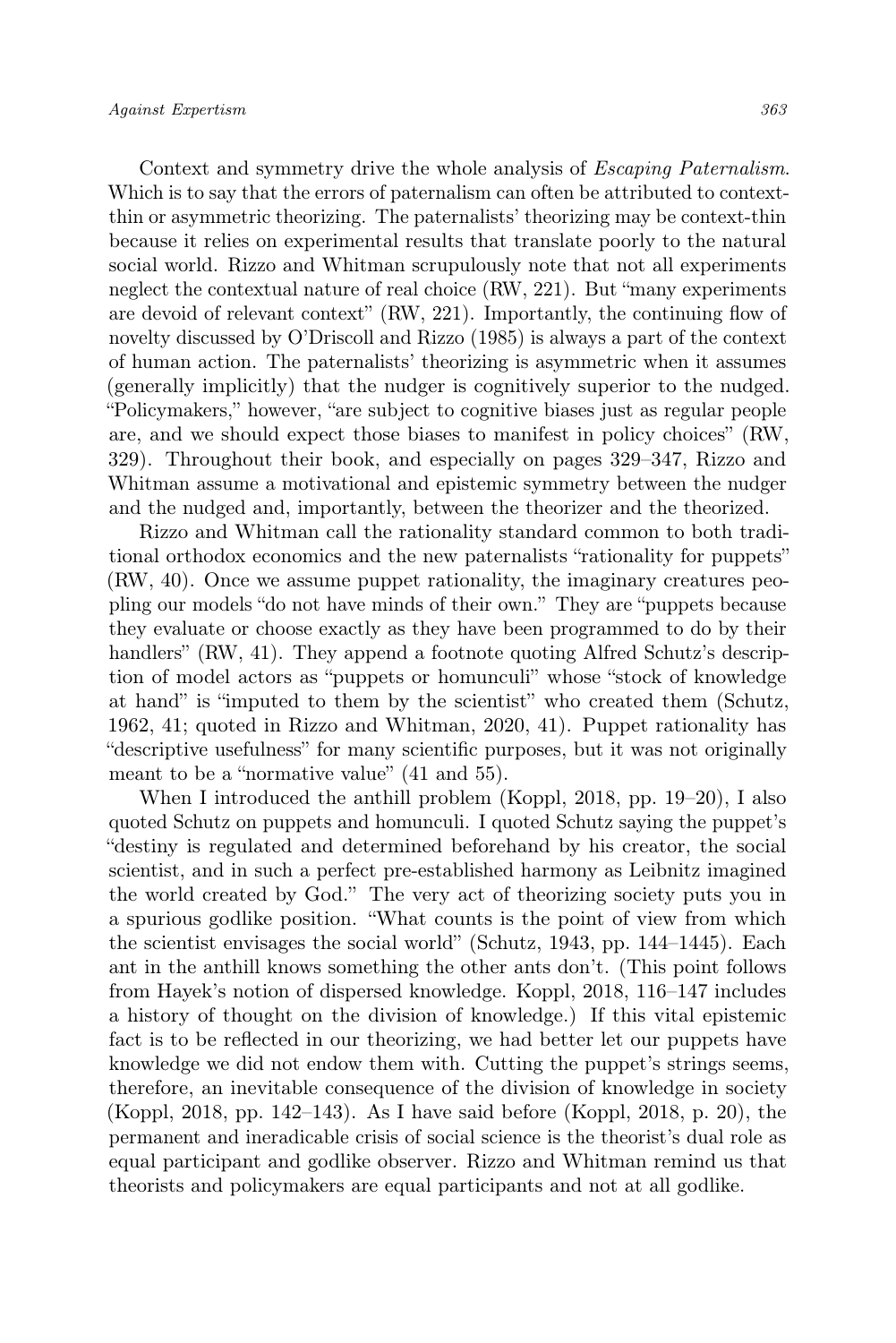Context and symmetry drive the whole analysis of *Escaping Paternalism*. Which is to say that the errors of paternalism can often be attributed to context-thin or asymmetric theorizing. The paternalists' theorizing may be context-thin because it relies on experimental results that translate poorly to the natural social world. Rizzo and Whitman scrupulously note that not all experiments neglect the contextual nature of real choice (RW, 221). But "many experiments are devoid of relevant context" (RW, 221). Importantly, the continuing flow of novelty discussed by O'Driscoll and Rizzo (1985) is always a part of the context of human action. The paternalists' theorizing is asymmetric when it assumes (generally implicitly) that the nudger is cognitively superior to the nudged. "Policymakers," however, "are subject to cognitive biases just as regular people are, and we should expect those biases to manifest in policy choices" (RW, 329). Throughout their book, and especially on pages 329–347, Rizzo and Whitman assume a motivational and epistemic symmetry between the nudger and the nudged and, importantly, between the theorizer and the theorized.

Rizzo and Whitman call the rationality standard common to both traditional orthodox economics and the new paternalists "rationality for puppets" (RW, 40). Once we assume puppet rationality, the imaginary creatures peopling our models "do not have minds of their own." They are "puppets because they evaluate or choose exactly as they have been programmed to do by their handlers" (RW, 41). They append a footnote quoting Alfred Schutz's description of model actors as "puppets or homunculi" whose "stock of knowledge at hand" is "imputed to them by the scientist" who created them (Schutz, 1962, 41; quoted in Rizzo and Whitman, 2020, 41). Puppet rationality has "descriptive usefulness" for many scientific purposes, but it was not originally meant to be a "normative value" (41 and 55).

When I introduced the anthill problem (Koppl, 2018, pp. 19–20), I also quoted Schutz on puppets and homunculi. I quoted Schutz saying the puppet's "destiny is regulated and determined beforehand by his creator, the social scientist, and in such a perfect pre-established harmony as Leibnitz imagined the world created by God." The very act of theorizing society puts you in a spurious godlike position. "What counts is the point of view from which the scientist envisages the social world" (Schutz, 1943, pp. 144–1445). Each ant in the anthill knows something the other ants don't. (This point follows from Hayek's notion of dispersed knowledge. Koppl, 2018, 116–147 includes a history of thought on the division of knowledge.) If this vital epistemic fact is to be reflected in our theorizing, we had better let our puppets have knowledge we did not endow them with. Cutting the puppet's strings seems, therefore, an inevitable consequence of the division of knowledge in society (Koppl, 2018, pp. 142–143). As I have said before (Koppl, 2018, p. 20), the permanent and ineradicable crisis of social science is the theorist's dual role as equal participant and godlike observer. Rizzo and Whitman remind us that theorists and policymakers are equal participants and not at all godlike.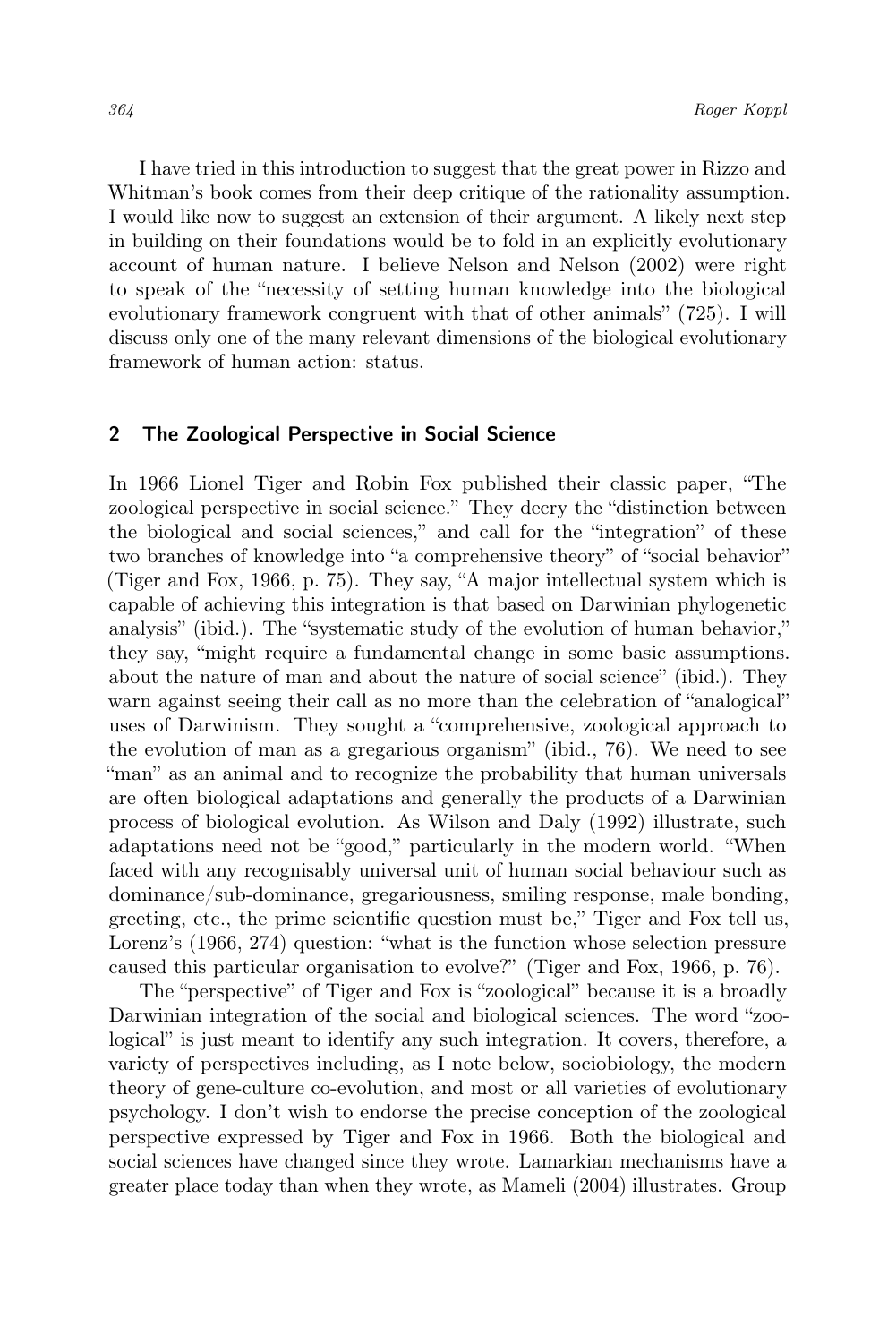I have tried in this introduction to suggest that the great power in Rizzo and Whitman's book comes from their deep critique of the rationality assumption. I would like now to suggest an extension of their argument. A likely next step in building on their foundations would be to fold in an explicitly evolutionary account of human nature. I believe Nelson and Nelson (2002) were right to speak of the "necessity of setting human knowledge into the biological evolutionary framework congruent with that of other animals" (725). I will discuss only one of the many relevant dimensions of the biological evolutionary framework of human action: status.

## 2 The Zoological Perspective in Social Science

In 1966 Lionel Tiger and Robin Fox published their classic paper, "The zoological perspective in social science." They decry the "distinction between the biological and social sciences," and call for the "integration" of these two branches of knowledge into "a comprehensive theory" of "social behavior" (Tiger and Fox, 1966, p. 75). They say, "A major intellectual system which is capable of achieving this integration is that based on Darwinian phylogenetic analysis" (ibid.). The "systematic study of the evolution of human behavior," they say, "might require a fundamental change in some basic assumptions. about the nature of man and about the nature of social science" (ibid.). They warn against seeing their call as no more than the celebration of "analogical" uses of Darwinism. They sought a "comprehensive, zoological approach to the evolution of man as a gregarious organism" (ibid., 76). We need to see "man" as an animal and to recognize the probability that human universals are often biological adaptations and generally the products of a Darwinian process of biological evolution. As Wilson and Daly (1992) illustrate, such adaptations need not be "good," particularly in the modern world. "When faced with any recognisably universal unit of human social behaviour such as dominance/sub-dominance, gregariousness, smiling response, male bonding, greeting, etc., the prime scientific question must be," Tiger and Fox tell us, Lorenz's (1966, 274) question: "what is the function whose selection pressure caused this particular organisation to evolve?" (Tiger and Fox, 1966, p. 76).

The "perspective" of Tiger and Fox is "zoological" because it is a broadly Darwinian integration of the social and biological sciences. The word "zoological" is just meant to identify any such integration. It covers, therefore, a variety of perspectives including, as I note below, sociobiology, the modern theory of gene-culture co-evolution, and most or all varieties of evolutionary psychology. I don't wish to endorse the precise conception of the zoological perspective expressed by Tiger and Fox in 1966. Both the biological and social sciences have changed since they wrote. Lamarkian mechanisms have a greater place today than when they wrote, as Mameli (2004) illustrates. Group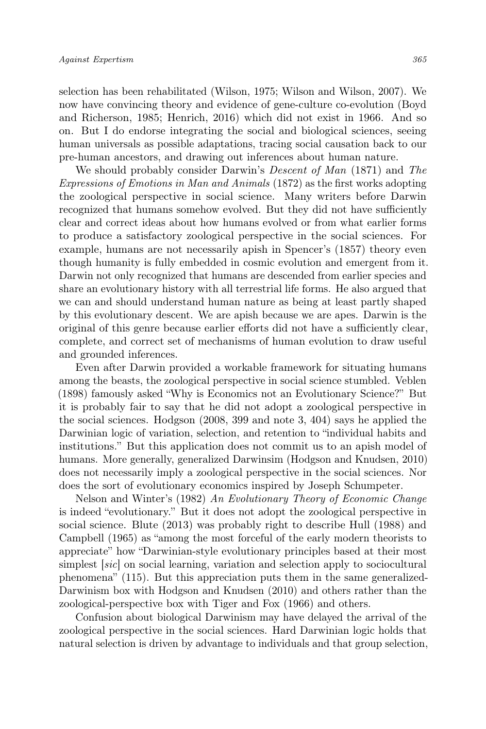selection has been rehabilitated (Wilson, 1975; Wilson and Wilson, 2007). We now have convincing theory and evidence of gene-culture co-evolution (Boyd and Richerson, 1985; Henrich, 2016) which did not exist in 1966. And so on. But I do endorse integrating the social and biological sciences, seeing human universals as possible adaptations, tracing social causation back to our pre-human ancestors, and drawing out inferences about human nature.

We should probably consider Darwin's *Descent of Man* (1871) and *The Expressions of Emotions in Man and Animals* (1872) as the first works adopting the zoological perspective in social science. Many writers before Darwin recognized that humans somehow evolved. But they did not have sufficiently clear and correct ideas about how humans evolved or from what earlier forms to produce a satisfactory zoological perspective in the social sciences. For example, humans are not necessarily apish in Spencer's (1857) theory even though humanity is fully embedded in cosmic evolution and emergent from it. Darwin not only recognized that humans are descended from earlier species and share an evolutionary history with all terrestrial life forms. He also argued that we can and should understand human nature as being at least partly shaped by this evolutionary descent. We are apish because we are apes. Darwin is the original of this genre because earlier efforts did not have a sufficiently clear, complete, and correct set of mechanisms of human evolution to draw useful and grounded inferences.

Even after Darwin provided a workable framework for situating humans among the beasts, the zoological perspective in social science stumbled. Veblen (1898) famously asked "Why is Economics not an Evolutionary Science?" But it is probably fair to say that he did not adopt a zoological perspective in the social sciences. Hodgson (2008, 399 and note 3, 404) says he applied the Darwinian logic of variation, selection, and retention to "individual habits and institutions." But this application does not commit us to an apish model of humans. More generally, generalized Darwinsim (Hodgson and Knudsen, 2010) does not necessarily imply a zoological perspective in the social sciences. Nor does the sort of evolutionary economics inspired by Joseph Schumpeter.

Nelson and Winter's (1982) *An Evolutionary Theory of Economic Change* is indeed "evolutionary." But it does not adopt the zoological perspective in social science. Blute (2013) was probably right to describe Hull (1988) and Campbell (1965) as "among the most forceful of the early modern theorists to appreciate" how "Darwinian-style evolutionary principles based at their most simplest [*sic*] on social learning, variation and selection apply to sociocultural phenomena" (115). But this appreciation puts them in the same generalized-Darwinism box with Hodgson and Knudsen (2010) and others rather than the zoological-perspective box with Tiger and Fox (1966) and others.

Confusion about biological Darwinism may have delayed the arrival of the zoological perspective in the social sciences. Hard Darwinian logic holds that natural selection is driven by advantage to individuals and that group selection,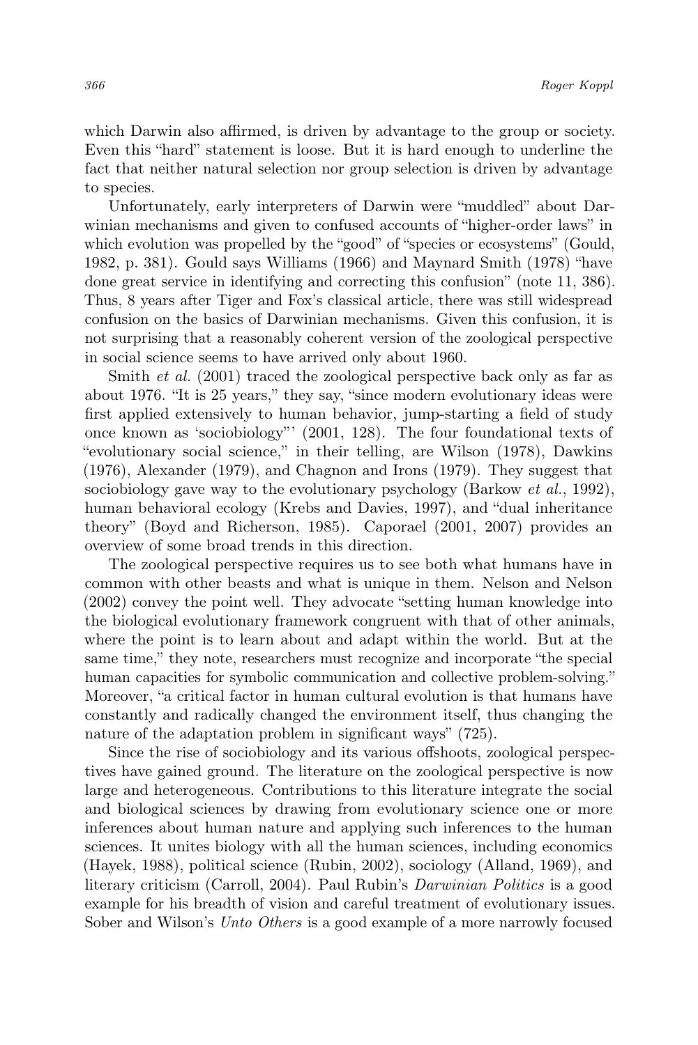which Darwin also affirmed, is driven by advantage to the group or society. Even this "hard" statement is loose. But it is hard enough to underline the fact that neither natural selection nor group selection is driven by advantage to species.

Unfortunately, early interpreters of Darwin were "muddled" about Darwinian mechanisms and given to confused accounts of "higher-order laws" in which evolution was propelled by the "good" of "species or ecosystems" (Gould, 1982, p. 381). Gould says Williams (1966) and Maynard Smith (1978) "have done great service in identifying and correcting this confusion" (note 11, 386). Thus, 8 years after Tiger and Fox's classical article, there was still widespread confusion on the basics of Darwinian mechanisms. Given this confusion, it is not surprising that a reasonably coherent version of the zoological perspective in social science seems to have arrived only about 1960.

Smith *et al.* (2001) traced the zoological perspective back only as far as about 1976. "It is 25 years," they say, "since modern evolutionary ideas were first applied extensively to human behavior, jump-starting a field of study once known as 'sociobiology"' (2001, 128). The four foundational texts of "evolutionary social science," in their telling, are Wilson (1978), Dawkins (1976), Alexander (1979), and Chagnon and Irons (1979). They suggest that sociobiology gave way to the evolutionary psychology (Barkow *et al.*, 1992), human behavioral ecology (Krebs and Davies, 1997), and "dual inheritance theory" (Boyd and Richerson, 1985). Caporael (2001, 2007) provides an overview of some broad trends in this direction.

The zoological perspective requires us to see both what humans have in common with other beasts and what is unique in them. Nelson and Nelson (2002) convey the point well. They advocate "setting human knowledge into the biological evolutionary framework congruent with that of other animals, where the point is to learn about and adapt within the world. But at the same time," they note, researchers must recognize and incorporate "the special human capacities for symbolic communication and collective problem-solving." Moreover, "a critical factor in human cultural evolution is that humans have constantly and radically changed the environment itself, thus changing the nature of the adaptation problem in significant ways" (725).

Since the rise of sociobiology and its various offshoots, zoological perspectives have gained ground. The literature on the zoological perspective is now large and heterogeneous. Contributions to this literature integrate the social and biological sciences by drawing from evolutionary science one or more inferences about human nature and applying such inferences to the human sciences. It unites biology with all the human sciences, including economics (Hayek, 1988), political science (Rubin, 2002), sociology (Alland, 1969), and literary criticism (Carroll, 2004). Paul Rubin's *Darwinian Politics* is a good example for his breadth of vision and careful treatment of evolutionary issues. Sober and Wilson's *Unto Others* is a good example of a more narrowly focused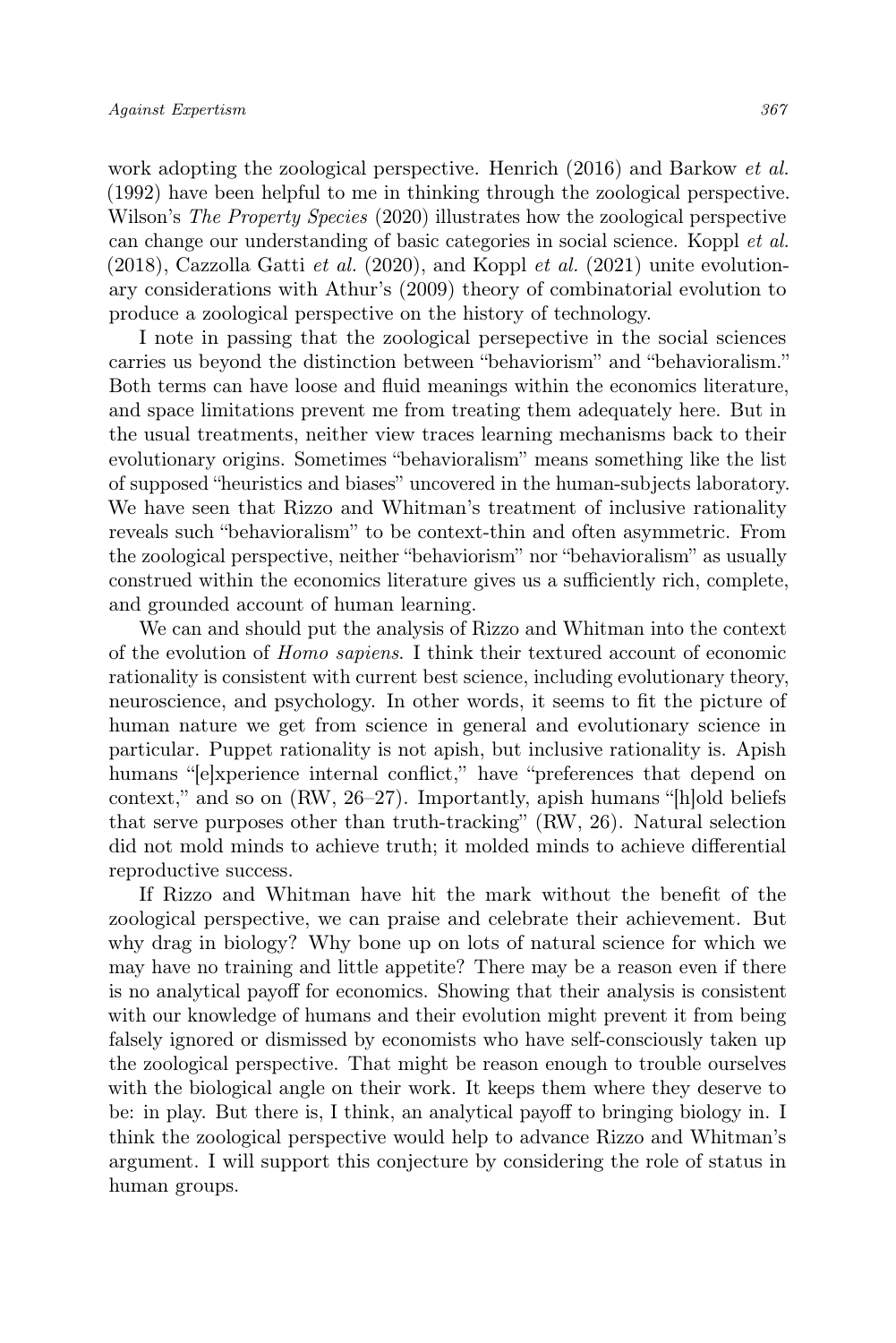work adopting the zoological perspective. Henrich (2016) and Barkow *et al.* (1992) have been helpful to me in thinking through the zoological perspective. Wilson's *The Property Species* (2020) illustrates how the zoological perspective can change our understanding of basic categories in social science. Koppl *et al.* (2018), Cazzolla Gatti *et al.* (2020), and Koppl *et al.* (2021) unite evolutionary considerations with Athur's (2009) theory of combinatorial evolution to produce a zoological perspective on the history of technology.

I note in passing that the zoological persepective in the social sciences carries us beyond the distinction between "behaviorism" and "behavioralism." Both terms can have loose and fluid meanings within the economics literature, and space limitations prevent me from treating them adequately here. But in the usual treatments, neither view traces learning mechanisms back to their evolutionary origins. Sometimes "behavioralism" means something like the list of supposed "heuristics and biases" uncovered in the human-subjects laboratory. We have seen that Rizzo and Whitman's treatment of inclusive rationality reveals such "behavioralism" to be context-thin and often asymmetric. From the zoological perspective, neither "behaviorism" nor "behavioralism" as usually construed within the economics literature gives us a sufficiently rich, complete, and grounded account of human learning.

We can and should put the analysis of Rizzo and Whitman into the context of the evolution of *Homo sapiens*. I think their textured account of economic rationality is consistent with current best science, including evolutionary theory, neuroscience, and psychology. In other words, it seems to fit the picture of human nature we get from science in general and evolutionary science in particular. Puppet rationality is not apish, but inclusive rationality is. Apish humans "[e]xperience internal conflict," have "preferences that depend on context," and so on (RW, 26–27). Importantly, apish humans "[h]old beliefs that serve purposes other than truth-tracking" (RW, 26). Natural selection did not mold minds to achieve truth; it molded minds to achieve differential reproductive success.

If Rizzo and Whitman have hit the mark without the benefit of the zoological perspective, we can praise and celebrate their achievement. But why drag in biology? Why bone up on lots of natural science for which we may have no training and little appetite? There may be a reason even if there is no analytical payoff for economics. Showing that their analysis is consistent with our knowledge of humans and their evolution might prevent it from being falsely ignored or dismissed by economists who have self-consciously taken up the zoological perspective. That might be reason enough to trouble ourselves with the biological angle on their work. It keeps them where they deserve to be: in play. But there is, I think, an analytical payoff to bringing biology in. I think the zoological perspective would help to advance Rizzo and Whitman's argument. I will support this conjecture by considering the role of status in human groups.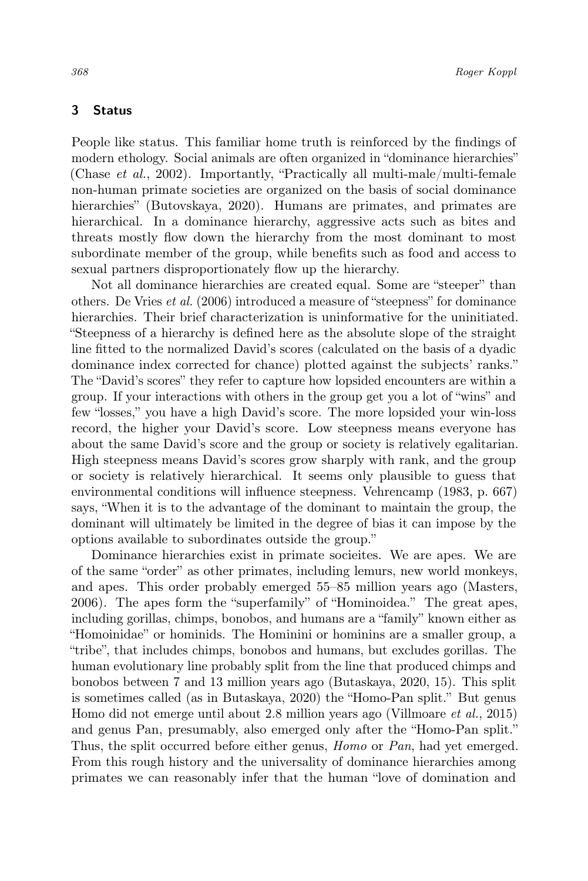## 3 Status

People like status. This familiar home truth is reinforced by the findings of modern ethology. Social animals are often organized in "dominance hierarchies" (Chase *et al.*, 2002). Importantly, "Practically all multi-male/multi-female non-human primate societies are organized on the basis of social dominance hierarchies" (Butovskaya, 2020). Humans are primates, and primates are hierarchical. In a dominance hierarchy, aggressive acts such as bites and threats mostly flow down the hierarchy from the most dominant to most subordinate member of the group, while benefits such as food and access to sexual partners disproportionately flow up the hierarchy.

Not all dominance hierarchies are created equal. Some are "steeper" than others. De Vries *et al.* (2006) introduced a measure of "steepness" for dominance hierarchies. Their brief characterization is uninformative for the uninitiated. "Steepness of a hierarchy is defined here as the absolute slope of the straight line fitted to the normalized David's scores (calculated on the basis of a dyadic dominance index corrected for chance) plotted against the subjects' ranks." The "David's scores" they refer to capture how lopsided encounters are within a group. If your interactions with others in the group get you a lot of "wins" and few "losses," you have a high David's score. The more lopsided your win-loss record, the higher your David's score. Low steepness means everyone has about the same David's score and the group or society is relatively egalitarian. High steepness means David's scores grow sharply with rank, and the group or society is relatively hierarchical. It seems only plausible to guess that environmental conditions will influence steepness. Vehrencamp (1983, p. 667) says, "When it is to the advantage of the dominant to maintain the group, the dominant will ultimately be limited in the degree of bias it can impose by the options available to subordinates outside the group."

Dominance hierarchies exist in primate socieites. We are apes. We are of the same "order" as other primates, including lemurs, new world monkeys, and apes. This order probably emerged 55–85 million years ago (Masters, 2006). The apes form the "superfamily" of "Hominoidea." The great apes, including gorillas, chimps, bonobos, and humans are a "family" known either as "Homoinidae" or hominids. The Hominini or hominins are a smaller group, a "tribe", that includes chimps, bonobos and humans, but excludes gorillas. The human evolutionary line probably split from the line that produced chimps and bonobos between 7 and 13 million years ago (Butaskaya, 2020, 15). This split is sometimes called (as in Butaskaya, 2020) the "Homo-Pan split." But genus Homo did not emerge until about 2.8 million years ago (Villmoare *et al.*, 2015) and genus Pan, presumably, also emerged only after the "Homo-Pan split." Thus, the split occurred before either genus, *Homo* or *Pan*, had yet emerged. From this rough history and the universality of dominance hierarchies among primates we can reasonably infer that the human "love of domination and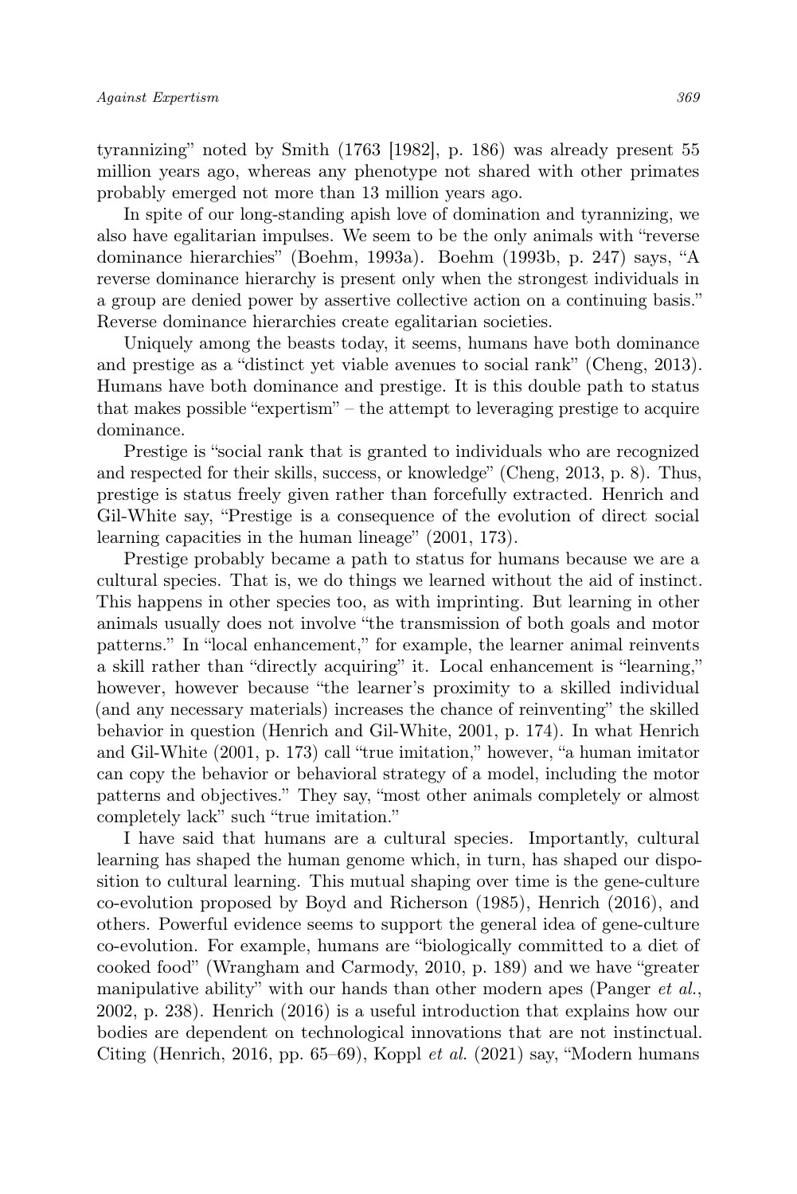tyrannizing" noted by Smith (1763 [1982], p. 186) was already present 55 million years ago, whereas any phenotype not shared with other primates probably emerged not more than 13 million years ago.

In spite of our long-standing apish love of domination and tyrannizing, we also have egalitarian impulses. We seem to be the only animals with "reverse dominance hierarchies" (Boehm, 1993a). Boehm (1993b, p. 247) says, "A reverse dominance hierarchy is present only when the strongest individuals in a group are denied power by assertive collective action on a continuing basis." Reverse dominance hierarchies create egalitarian societies.

Uniquely among the beasts today, it seems, humans have both dominance and prestige as a "distinct yet viable avenues to social rank" (Cheng, 2013). Humans have both dominance and prestige. It is this double path to status that makes possible "expertism" – the attempt to leveraging prestige to acquire dominance.

Prestige is "social rank that is granted to individuals who are recognized and respected for their skills, success, or knowledge" (Cheng, 2013, p. 8). Thus, prestige is status freely given rather than forcefully extracted. Henrich and Gil-White say, "Prestige is a consequence of the evolution of direct social learning capacities in the human lineage" (2001, 173).

Prestige probably became a path to status for humans because we are a cultural species. That is, we do things we learned without the aid of instinct. This happens in other species too, as with imprinting. But learning in other animals usually does not involve "the transmission of both goals and motor patterns." In "local enhancement," for example, the learner animal reinvents a skill rather than "directly acquiring" it. Local enhancement is "learning," however, however because "the learner's proximity to a skilled individual (and any necessary materials) increases the chance of reinventing" the skilled behavior in question (Henrich and Gil-White, 2001, p. 174). In what Henrich and Gil-White (2001, p. 173) call "true imitation," however, "a human imitator can copy the behavior or behavioral strategy of a model, including the motor patterns and objectives." They say, "most other animals completely or almost completely lack" such "true imitation."

I have said that humans are a cultural species. Importantly, cultural learning has shaped the human genome which, in turn, has shaped our disposition to cultural learning. This mutual shaping over time is the gene-culture co-evolution proposed by Boyd and Richerson (1985), Henrich (2016), and others. Powerful evidence seems to support the general idea of gene-culture co-evolution. For example, humans are "biologically committed to a diet of cooked food" (Wrangham and Carmody, 2010, p. 189) and we have "greater manipulative ability" with our hands than other modern apes (Panger *et al.*, 2002, p. 238). Henrich (2016) is a useful introduction that explains how our bodies are dependent on technological innovations that are not instinctual. Citing (Henrich, 2016, pp. 65–69), Koppl *et al.* (2021) say, "Modern humans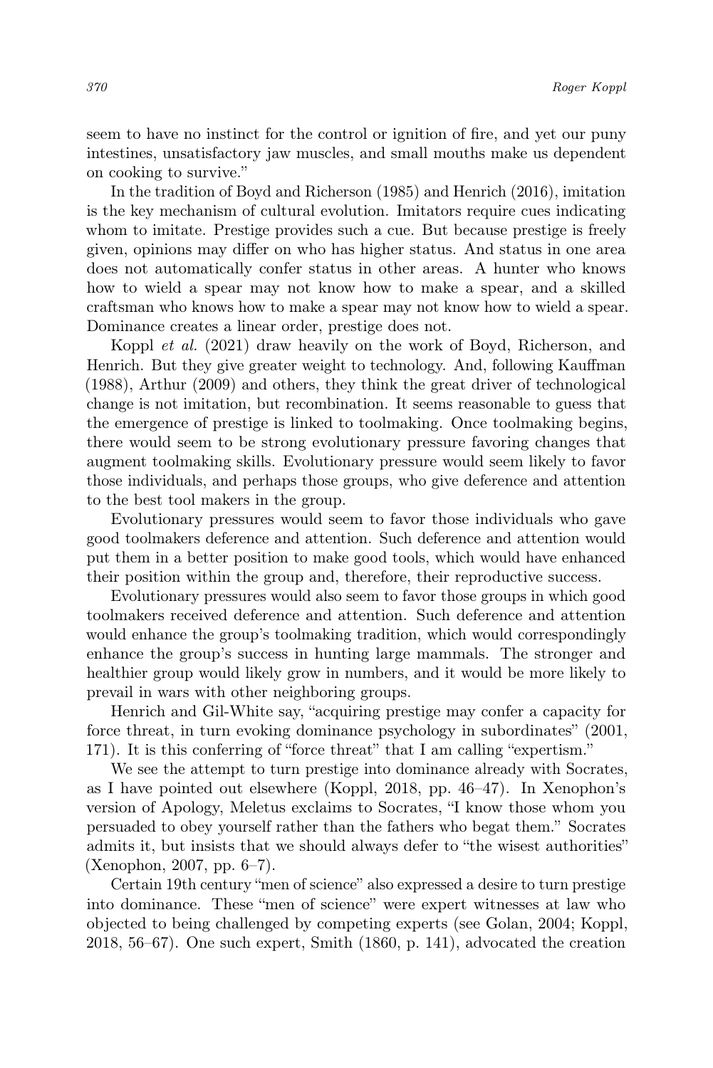seem to have no instinct for the control or ignition of fire, and yet our puny intestines, unsatisfactory jaw muscles, and small mouths make us dependent on cooking to survive."

In the tradition of Boyd and Richerson (1985) and Henrich (2016), imitation is the key mechanism of cultural evolution. Imitators require cues indicating whom to imitate. Prestige provides such a cue. But because prestige is freely given, opinions may differ on who has higher status. And status in one area does not automatically confer status in other areas. A hunter who knows how to wield a spear may not know how to make a spear, and a skilled craftsman who knows how to make a spear may not know how to wield a spear. Dominance creates a linear order, prestige does not.

Koppl *et al.* (2021) draw heavily on the work of Boyd, Richerson, and Henrich. But they give greater weight to technology. And, following Kauffman (1988), Arthur (2009) and others, they think the great driver of technological change is not imitation, but recombination. It seems reasonable to guess that the emergence of prestige is linked to toolmaking. Once toolmaking begins, there would seem to be strong evolutionary pressure favoring changes that augment toolmaking skills. Evolutionary pressure would seem likely to favor those individuals, and perhaps those groups, who give deference and attention to the best tool makers in the group.

Evolutionary pressures would seem to favor those individuals who gave good toolmakers deference and attention. Such deference and attention would put them in a better position to make good tools, which would have enhanced their position within the group and, therefore, their reproductive success.

Evolutionary pressures would also seem to favor those groups in which good toolmakers received deference and attention. Such deference and attention would enhance the group's toolmaking tradition, which would correspondingly enhance the group's success in hunting large mammals. The stronger and healthier group would likely grow in numbers, and it would be more likely to prevail in wars with other neighboring groups.

Henrich and Gil-White say, "acquiring prestige may confer a capacity for force threat, in turn evoking dominance psychology in subordinates" (2001, 171). It is this conferring of "force threat" that I am calling "expertism."

We see the attempt to turn prestige into dominance already with Socrates, as I have pointed out elsewhere (Koppl, 2018, pp. 46–47). In Xenophon's version of Apology, Meletus exclaims to Socrates, "I know those whom you persuaded to obey yourself rather than the fathers who begat them." Socrates admits it, but insists that we should always defer to "the wisest authorities" (Xenophon, 2007, pp. 6–7).

Certain 19th century "men of science" also expressed a desire to turn prestige into dominance. These "men of science" were expert witnesses at law who objected to being challenged by competing experts (see Golan, 2004; Koppl, 2018, 56–67). One such expert, Smith (1860, p. 141), advocated the creation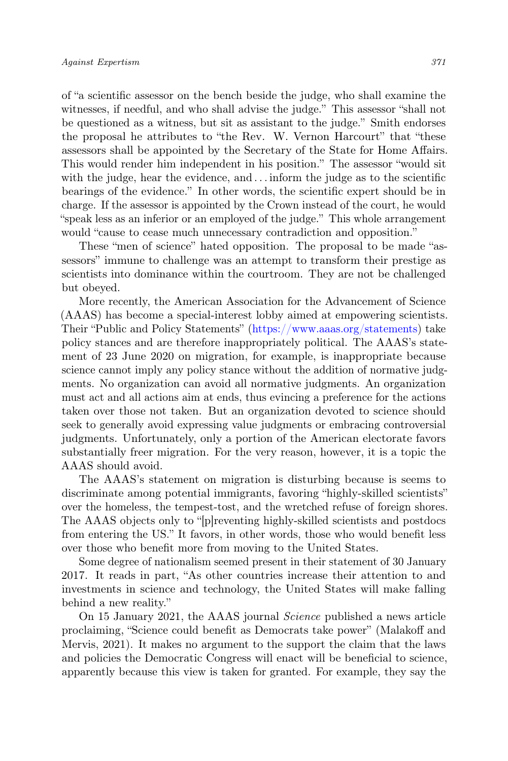of "a scientific assessor on the bench beside the judge, who shall examine the witnesses, if needful, and who shall advise the judge." This assessor "shall not be questioned as a witness, but sit as assistant to the judge." Smith endorses the proposal he attributes to "the Rev. W. Vernon Harcourt" that "these assessors shall be appointed by the Secretary of the State for Home Affairs. This would render him independent in his position." The assessor "would sit with the judge, hear the evidence, and . . . inform the judge as to the scientific bearings of the evidence." In other words, the scientific expert should be in charge. If the assessor is appointed by the Crown instead of the court, he would "speak less as an inferior or an employed of the judge." This whole arrangement would "cause to cease much unnecessary contradiction and opposition."

These "men of science" hated opposition. The proposal to be made "assessors" immune to challenge was an attempt to transform their prestige as scientists into dominance within the courtroom. They are not be challenged but obeyed.

More recently, the American Association for the Advancement of Science (AAAS) has become a special-interest lobby aimed at empowering scientists. Their "Public and Policy Statements" (https://www.aaas.org/statements) take policy stances and are therefore inappropriately political. The AAAS's statement of 23 June 2020 on migration, for example, is inappropriate because science cannot imply any policy stance without the addition of normative judgments. No organization can avoid all normative judgments. An organization must act and all actions aim at ends, thus evincing a preference for the actions taken over those not taken. But an organization devoted to science should seek to generally avoid expressing value judgments or embracing controversial judgments. Unfortunately, only a portion of the American electorate favors substantially freer migration. For the very reason, however, it is a topic the AAAS should avoid.

The AAAS's statement on migration is disturbing because is seems to discriminate among potential immigrants, favoring "highly-skilled scientists" over the homeless, the tempest-tost, and the wretched refuse of foreign shores. The AAAS objects only to "[p]reventing highly-skilled scientists and postdocs from entering the US." It favors, in other words, those who would benefit less over those who benefit more from moving to the United States.

Some degree of nationalism seemed present in their statement of 30 January 2017. It reads in part, "As other countries increase their attention to and investments in science and technology, the United States will make falling behind a new reality."

On 15 January 2021, the AAAS journal *Science* published a news article proclaiming, "Science could benefit as Democrats take power" (Malakoff and Mervis, 2021). It makes no argument to the support the claim that the laws and policies the Democratic Congress will enact will be beneficial to science, apparently because this view is taken for granted. For example, they say the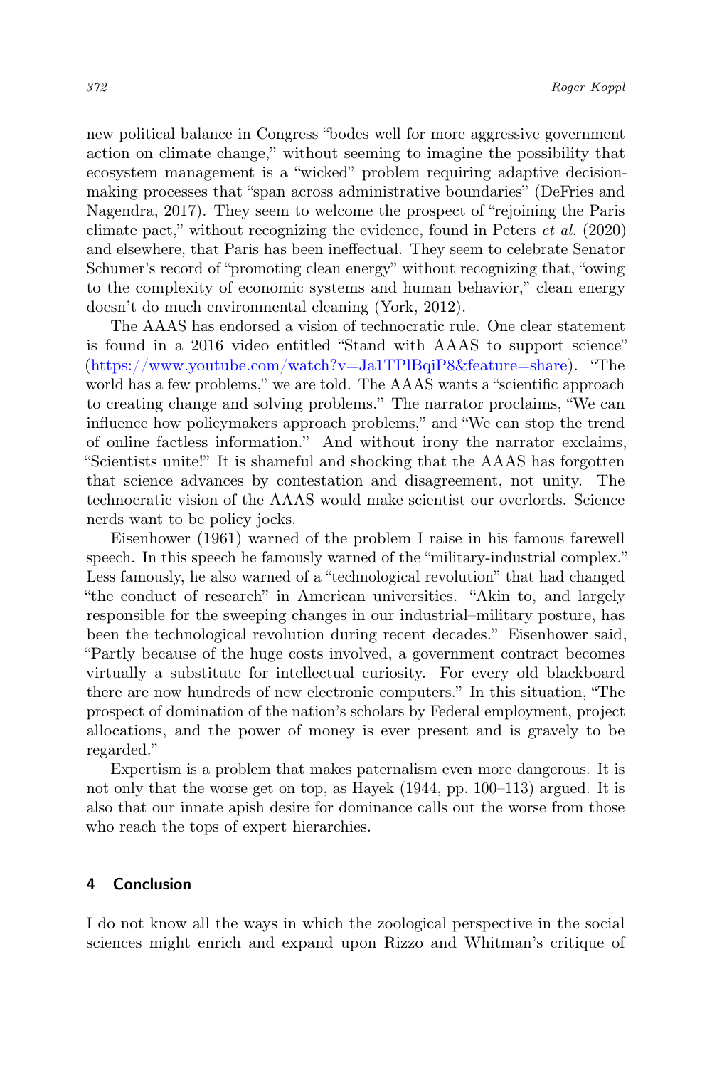new political balance in Congress "bodes well for more aggressive government action on climate change," without seeming to imagine the possibility that ecosystem management is a "wicked" problem requiring adaptive decision-making processes that "span across administrative boundaries" (DeFries and Nagendra, 2017). They seem to welcome the prospect of "rejoining the Paris climate pact," without recognizing the evidence, found in Peters *et al.* (2020) and elsewhere, that Paris has been ineffectual. They seem to celebrate Senator Schumer's record of "promoting clean energy" without recognizing that, "owing to the complexity of economic systems and human behavior," clean energy doesn't do much environmental cleaning (York, 2012).

The AAAS has endorsed a vision of technocratic rule. One clear statement is found in a 2016 video entitled "Stand with AAAS to support science" (https://www.youtube.com/watch?v=Ja1TPlBqiP8&feature=share). "The world has a few problems," we are told. The AAAS wants a "scientific approach to creating change and solving problems." The narrator proclaims, "We can influence how policymakers approach problems," and "We can stop the trend of online factless information." And without irony the narrator exclaims, "Scientists unite!" It is shameful and shocking that the AAAS has forgotten that science advances by contestation and disagreement, not unity. The technocratic vision of the AAAS would make scientist our overlords. Science nerds want to be policy jocks.

Eisenhower (1961) warned of the problem I raise in his famous farewell speech. In this speech he famously warned of the "military-industrial complex." Less famously, he also warned of a "technological revolution" that had changed "the conduct of research" in American universities. "Akin to, and largely responsible for the sweeping changes in our industrial–military posture, has been the technological revolution during recent decades." Eisenhower said, "Partly because of the huge costs involved, a government contract becomes virtually a substitute for intellectual curiosity. For every old blackboard there are now hundreds of new electronic computers." In this situation, "The prospect of domination of the nation's scholars by Federal employment, project allocations, and the power of money is ever present and is gravely to be regarded."

Expertism is a problem that makes paternalism even more dangerous. It is not only that the worse get on top, as Hayek (1944, pp. 100–113) argued. It is also that our innate apish desire for dominance calls out the worse from those who reach the tops of expert hierarchies.

## 4 Conclusion

I do not know all the ways in which the zoological perspective in the social sciences might enrich and expand upon Rizzo and Whitman's critique of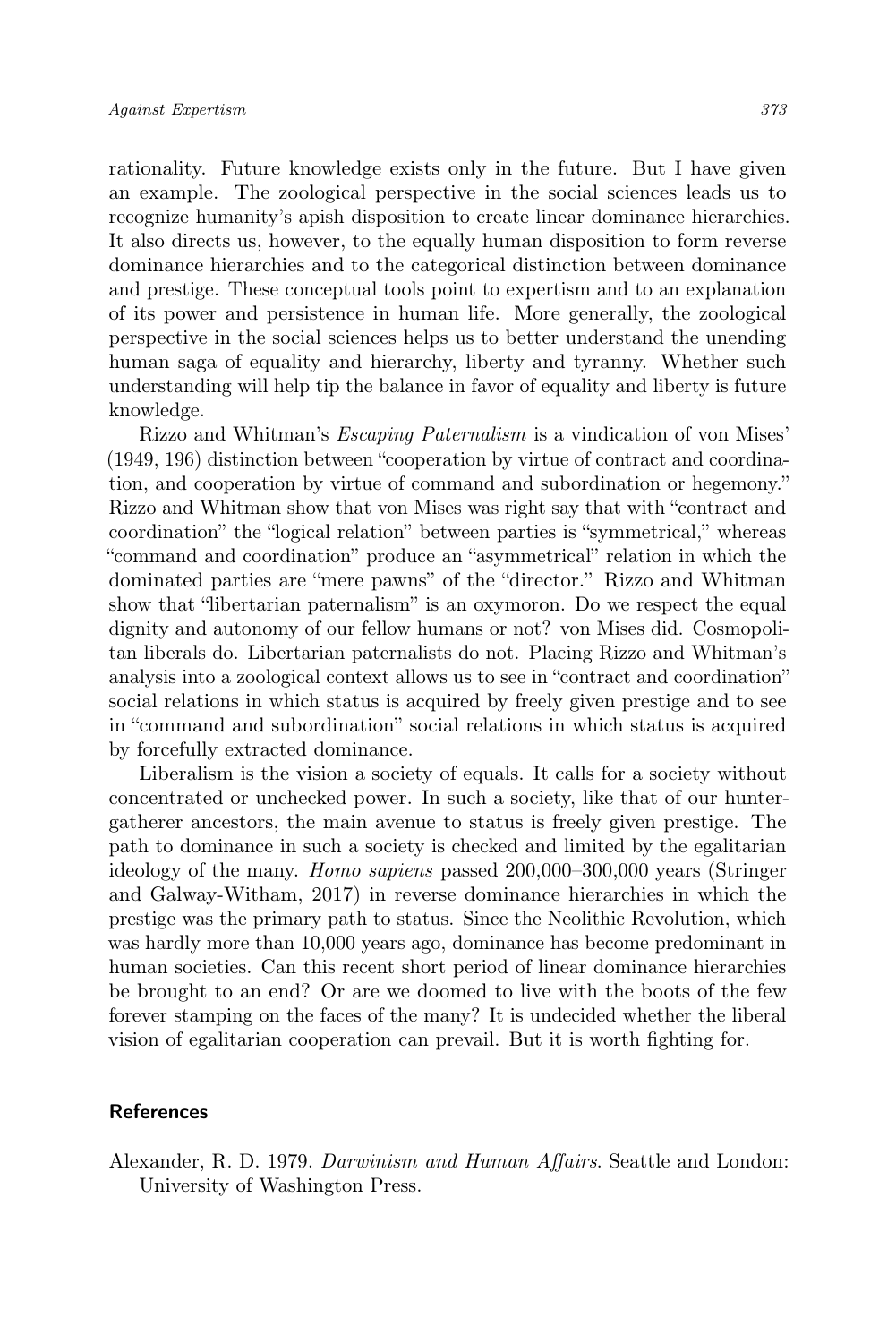rationality. Future knowledge exists only in the future. But I have given an example. The zoological perspective in the social sciences leads us to recognize humanity's apish disposition to create linear dominance hierarchies. It also directs us, however, to the equally human disposition to form reverse dominance hierarchies and to the categorical distinction between dominance and prestige. These conceptual tools point to expertism and to an explanation of its power and persistence in human life. More generally, the zoological perspective in the social sciences helps us to better understand the unending human saga of equality and hierarchy, liberty and tyranny. Whether such understanding will help tip the balance in favor of equality and liberty is future knowledge.

Rizzo and Whitman's *Escaping Paternalism* is a vindication of von Mises' (1949, 196) distinction between "cooperation by virtue of contract and coordination, and cooperation by virtue of command and subordination or hegemony." Rizzo and Whitman show that von Mises was right say that with "contract and coordination" the "logical relation" between parties is "symmetrical," whereas "command and coordination" produce an "asymmetrical" relation in which the dominated parties are "mere pawns" of the "director." Rizzo and Whitman show that "libertarian paternalism" is an oxymoron. Do we respect the equal dignity and autonomy of our fellow humans or not? von Mises did. Cosmopolitan liberals do. Libertarian paternalists do not. Placing Rizzo and Whitman's analysis into a zoological context allows us to see in "contract and coordination" social relations in which status is acquired by freely given prestige and to see in "command and subordination" social relations in which status is acquired by forcefully extracted dominance.

Liberalism is the vision a society of equals. It calls for a society without concentrated or unchecked power. In such a society, like that of our hunter-gatherer ancestors, the main avenue to status is freely given prestige. The path to dominance in such a society is checked and limited by the egalitarian ideology of the many. *Homo sapiens* passed 200,000–300,000 years (Stringer and Galway-Witham, 2017) in reverse dominance hierarchies in which the prestige was the primary path to status. Since the Neolithic Revolution, which was hardly more than 10,000 years ago, dominance has become predominant in human societies. Can this recent short period of linear dominance hierarchies be brought to an end? Or are we doomed to live with the boots of the few forever stamping on the faces of the many? It is undecided whether the liberal vision of egalitarian cooperation can prevail. But it is worth fighting for.

## References

Alexander, R. D. 1979. *Darwinism and Human Affairs*. Seattle and London: University of Washington Press.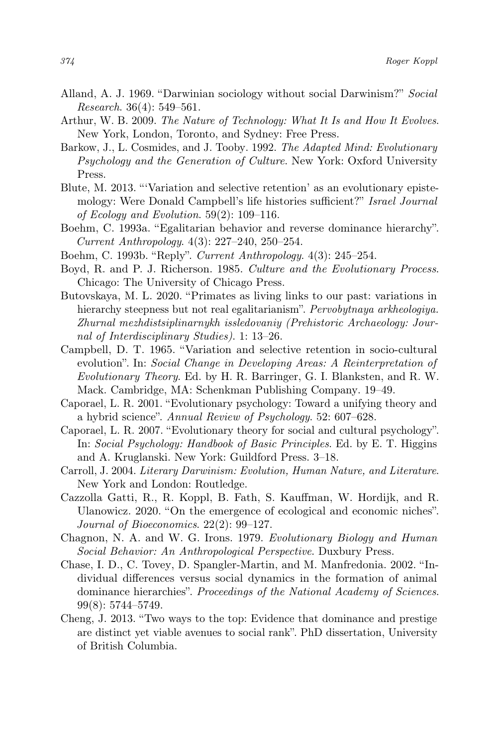Alland, A. J. 1969. "Darwinian sociology without social Darwinism?" *Social Research*. 36(4): 549–561.

Arthur, W. B. 2009. *The Nature of Technology: What It Is and How It Evolves*. New York, London, Toronto, and Sydney: Free Press.

Barkow, J., L. Cosmides, and J. Tooby. 1992. *The Adapted Mind: Evolutionary Psychology and the Generation of Culture*. New York: Oxford University Press.

Blute, M. 2013. "'Variation and selective retention' as an evolutionary epistemology: Were Donald Campbell's life histories sufficient?" *Israel Journal of Ecology and Evolution*. 59(2): 109–116.

Boehm, C. 1993a. "Egalitarian behavior and reverse dominance hierarchy". *Current Anthropology*. 4(3): 227–240, 250–254.

Boehm, C. 1993b. "Reply". *Current Anthropology*. 4(3): 245–254.

Boyd, R. and P. J. Richerson. 1985. *Culture and the Evolutionary Process*. Chicago: The University of Chicago Press.

Butovskaya, M. L. 2020. "Primates as living links to our past: variations in hierarchy steepness but not real egalitarianism". *Pervobytnaya arkheologiya. Zhurnal mezhdistsiplinarnykh issledovaniy (Prehistoric Archaeology: Journal of Interdisciplinary Studies)*. 1: 13–26.

Campbell, D. T. 1965. "Variation and selective retention in socio-cultural evolution". In: *Social Change in Developing Areas: A Reinterpretation of Evolutionary Theory*. Ed. by H. R. Barringer, G. I. Blanksten, and R. W. Mack. Cambridge, MA: Schenkman Publishing Company. 19–49.

Caporael, L. R. 2001. "Evolutionary psychology: Toward a unifying theory and a hybrid science". *Annual Review of Psychology*. 52: 607–628.

Caporael, L. R. 2007. "Evolutionary theory for social and cultural psychology". In: *Social Psychology: Handbook of Basic Principles*. Ed. by E. T. Higgins and A. Kruglanski. New York: Guildford Press. 3–18.

Carroll, J. 2004. *Literary Darwinism: Evolution, Human Nature, and Literature*. New York and London: Routledge.

Cazzolla Gatti, R., R. Koppl, B. Fath, S. Kauffman, W. Hordijk, and R. Ulanowicz. 2020. "On the emergence of ecological and economic niches". *Journal of Bioeconomics*. 22(2): 99–127.

Chagnon, N. A. and W. G. Irons. 1979. *Evolutionary Biology and Human Social Behavior: An Anthropological Perspective*. Duxbury Press.

Chase, I. D., C. Tovey, D. Spangler-Martin, and M. Manfredonia. 2002. "Individual differences versus social dynamics in the formation of animal dominance hierarchies". *Proceedings of the National Academy of Sciences*. 99(8): 5744–5749.

Cheng, J. 2013. "Two ways to the top: Evidence that dominance and prestige are distinct yet viable avenues to social rank". PhD dissertation, University of British Columbia.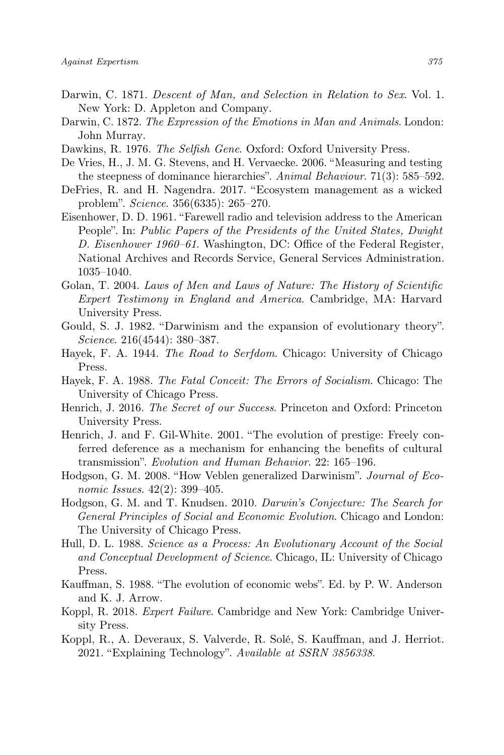Darwin, C. 1871. *Descent of Man, and Selection in Relation to Sex*. Vol. 1. New York: D. Appleton and Company.

Darwin, C. 1872. *The Expression of the Emotions in Man and Animals*. London: John Murray.

Dawkins, R. 1976. *The Selfish Gene*. Oxford: Oxford University Press.

De Vries, H., J. M. G. Stevens, and H. Vervaecke. 2006. "Measuring and testing the steepness of dominance hierarchies". *Animal Behaviour*. 71(3): 585–592.

DeFries, R. and H. Nagendra. 2017. "Ecosystem management as a wicked problem". *Science*. 356(6335): 265–270.

Eisenhower, D. D. 1961. "Farewell radio and television address to the American People". In: *Public Papers of the Presidents of the United States, Dwight D. Eisenhower 1960–61*. Washington, DC: Office of the Federal Register, National Archives and Records Service, General Services Administration. 1035–1040.

Golan, T. 2004. *Laws of Men and Laws of Nature: The History of Scientific Expert Testimony in England and America*. Cambridge, MA: Harvard University Press.

Gould, S. J. 1982. "Darwinism and the expansion of evolutionary theory". *Science*. 216(4544): 380–387.

Hayek, F. A. 1944. *The Road to Serfdom*. Chicago: University of Chicago Press.

Hayek, F. A. 1988. *The Fatal Conceit: The Errors of Socialism*. Chicago: The University of Chicago Press.

Henrich, J. 2016. *The Secret of our Success*. Princeton and Oxford: Princeton University Press.

Henrich, J. and F. Gil-White. 2001. "The evolution of prestige: Freely conferred deference as a mechanism for enhancing the benefits of cultural transmission". *Evolution and Human Behavior*. 22: 165–196.

Hodgson, G. M. 2008. "How Veblen generalized Darwinism". *Journal of Economic Issues*. 42(2): 399–405.

Hodgson, G. M. and T. Knudsen. 2010. *Darwin's Conjecture: The Search for General Principles of Social and Economic Evolution*. Chicago and London: The University of Chicago Press.

Hull, D. L. 1988. *Science as a Process: An Evolutionary Account of the Social and Conceptual Development of Science*. Chicago, IL: University of Chicago Press.

Kauffman, S. 1988. "The evolution of economic webs". Ed. by P. W. Anderson and K. J. Arrow.

Koppl, R. 2018. *Expert Failure*. Cambridge and New York: Cambridge University Press.

Koppl, R., A. Deveraux, S. Valverde, R. Solé, S. Kauffman, and J. Herriot. 2021. "Explaining Technology". *Available at SSRN 3856338*.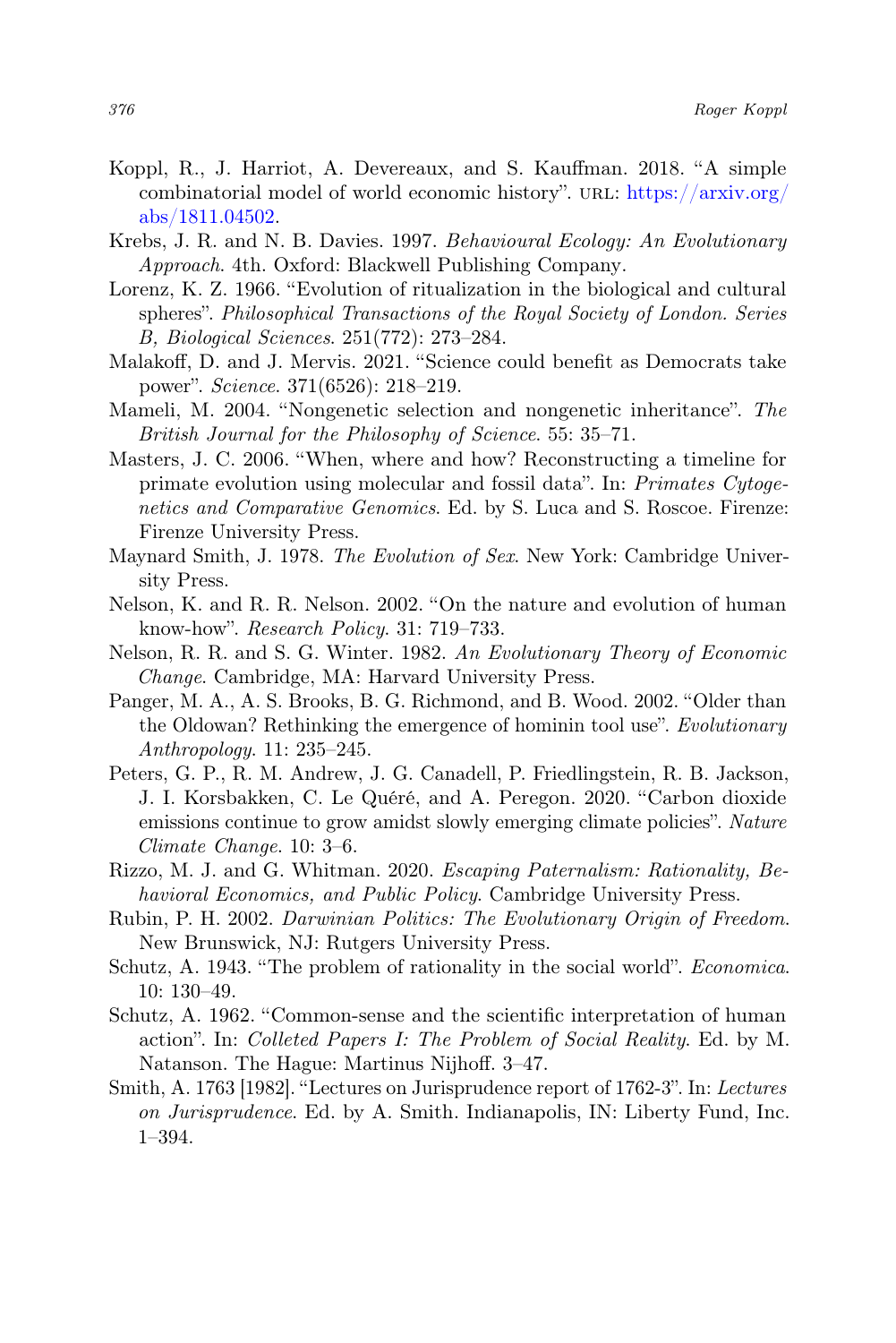Koppl, R., J. Harriot, A. Devereaux, and S. Kauffman. 2018. "A simple combinatorial model of world economic history". URL: https://arxiv.org/abs/1811.04502.

Krebs, J. R. and N. B. Davies. 1997. *Behavioural Ecology: An Evolutionary Approach*. 4th. Oxford: Blackwell Publishing Company.

Lorenz, K. Z. 1966. "Evolution of ritualization in the biological and cultural spheres". *Philosophical Transactions of the Royal Society of London. Series B, Biological Sciences*. 251(772): 273–284.

Malakoff, D. and J. Mervis. 2021. "Science could benefit as Democrats take power". *Science*. 371(6526): 218–219.

Mameli, M. 2004. "Nongenetic selection and nongenetic inheritance". *The British Journal for the Philosophy of Science*. 55: 35–71.

Masters, J. C. 2006. "When, where and how? Reconstructing a timeline for primate evolution using molecular and fossil data". In: *Primates Cytogenetics and Comparative Genomics*. Ed. by S. Luca and S. Roscoe. Firenze: Firenze University Press.

Maynard Smith, J. 1978. *The Evolution of Sex*. New York: Cambridge University Press.

Nelson, K. and R. R. Nelson. 2002. "On the nature and evolution of human know-how". *Research Policy*. 31: 719–733.

Nelson, R. R. and S. G. Winter. 1982. *An Evolutionary Theory of Economic Change*. Cambridge, MA: Harvard University Press.

Panger, M. A., A. S. Brooks, B. G. Richmond, and B. Wood. 2002. "Older than the Oldowan? Rethinking the emergence of hominin tool use". *Evolutionary Anthropology*. 11: 235–245.

Peters, G. P., R. M. Andrew, J. G. Canadell, P. Friedlingstein, R. B. Jackson, J. I. Korsbakken, C. Le Quéré, and A. Peregon. 2020. "Carbon dioxide emissions continue to grow amidst slowly emerging climate policies". *Nature Climate Change*. 10: 3–6.

Rizzo, M. J. and G. Whitman. 2020. *Escaping Paternalism: Rationality, Behavioral Economics, and Public Policy*. Cambridge University Press.

Rubin, P. H. 2002. *Darwinian Politics: The Evolutionary Origin of Freedom*. New Brunswick, NJ: Rutgers University Press.

Schutz, A. 1943. "The problem of rationality in the social world". *Economica*. 10: 130–49.

Schutz, A. 1962. "Common-sense and the scientific interpretation of human action". In: *Colleted Papers I: The Problem of Social Reality*. Ed. by M. Natanson. The Hague: Martinus Nijhoff. 3–47.

Smith, A. 1763 [1982]. "Lectures on Jurisprudence report of 1762-3". In: *Lectures on Jurisprudence*. Ed. by A. Smith. Indianapolis, IN: Liberty Fund, Inc. 1–394.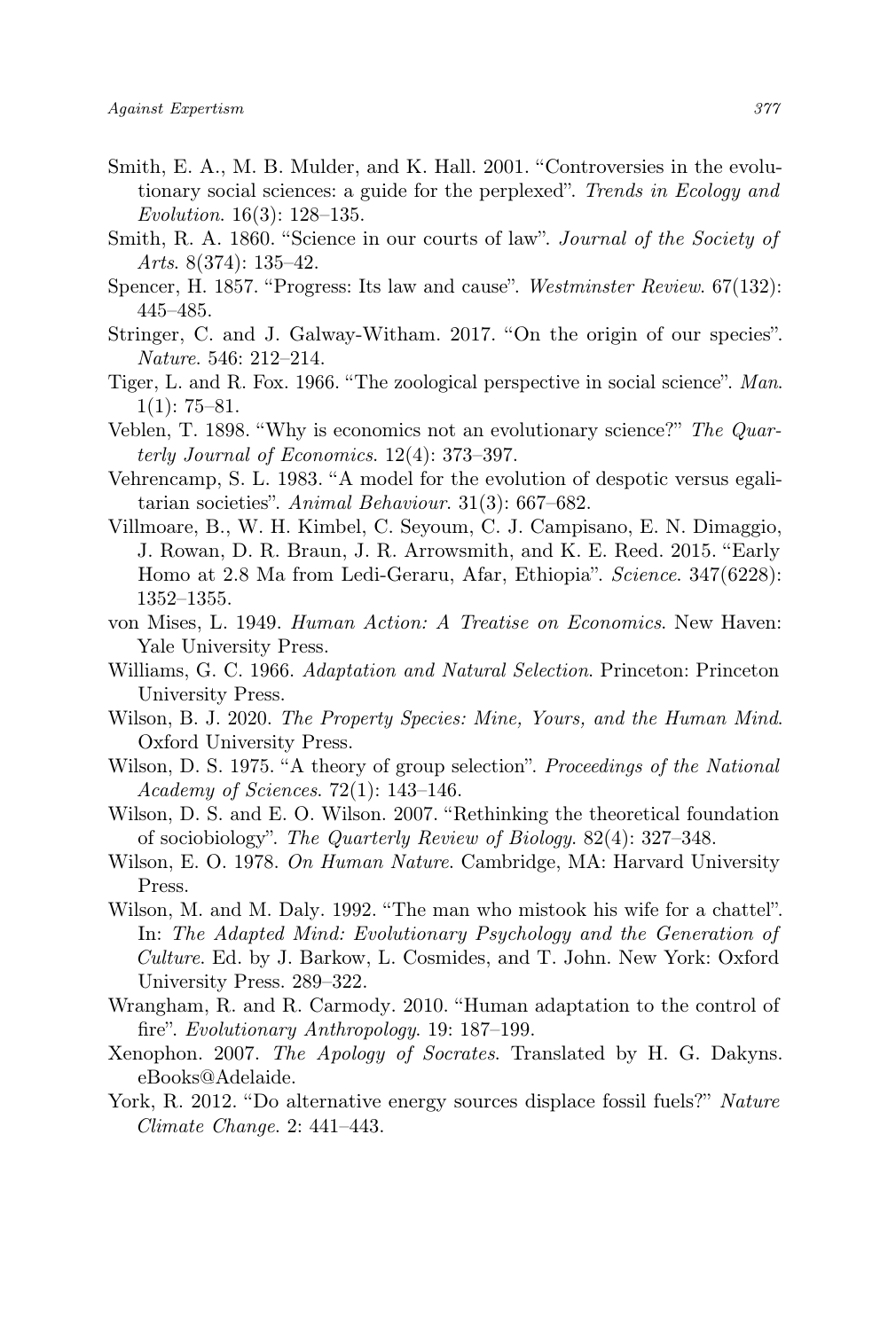Smith, E. A., M. B. Mulder, and K. Hall. 2001. "Controversies in the evolutionary social sciences: a guide for the perplexed". *Trends in Ecology and Evolution*. 16(3): 128–135.

Smith, R. A. 1860. "Science in our courts of law". *Journal of the Society of Arts*. 8(374): 135–42.

Spencer, H. 1857. "Progress: Its law and cause". *Westminster Review*. 67(132): 445–485.

Stringer, C. and J. Galway-Witham. 2017. "On the origin of our species". *Nature*. 546: 212–214.

Tiger, L. and R. Fox. 1966. "The zoological perspective in social science". *Man*. 1(1): 75–81.

Veblen, T. 1898. "Why is economics not an evolutionary science?" *The Quarterly Journal of Economics*. 12(4): 373–397.

Vehrencamp, S. L. 1983. "A model for the evolution of despotic versus egalitarian societies". *Animal Behaviour*. 31(3): 667–682.

Villmoare, B., W. H. Kimbel, C. Seyoum, C. J. Campisano, E. N. Dimaggio, J. Rowan, D. R. Braun, J. R. Arrowsmith, and K. E. Reed. 2015. "Early Homo at 2.8 Ma from Ledi-Geraru, Afar, Ethiopia". *Science*. 347(6228): 1352–1355.

von Mises, L. 1949. *Human Action: A Treatise on Economics*. New Haven: Yale University Press.

Williams, G. C. 1966. *Adaptation and Natural Selection*. Princeton: Princeton University Press.

Wilson, B. J. 2020. *The Property Species: Mine, Yours, and the Human Mind*. Oxford University Press.

Wilson, D. S. 1975. "A theory of group selection". *Proceedings of the National Academy of Sciences*. 72(1): 143–146.

Wilson, D. S. and E. O. Wilson. 2007. "Rethinking the theoretical foundation of sociobiology". *The Quarterly Review of Biology*. 82(4): 327–348.

Wilson, E. O. 1978. *On Human Nature*. Cambridge, MA: Harvard University Press.

Wilson, M. and M. Daly. 1992. "The man who mistook his wife for a chattel". In: *The Adapted Mind: Evolutionary Psychology and the Generation of Culture*. Ed. by J. Barkow, L. Cosmides, and T. John. New York: Oxford University Press. 289–322.

Wrangham, R. and R. Carmody. 2010. "Human adaptation to the control of fire". *Evolutionary Anthropology*. 19: 187–199.

Xenophon. 2007. *The Apology of Socrates*. Translated by H. G. Dakyns. eBooks@Adelaide.

York, R. 2012. "Do alternative energy sources displace fossil fuels?" *Nature Climate Change*. 2: 441–443.